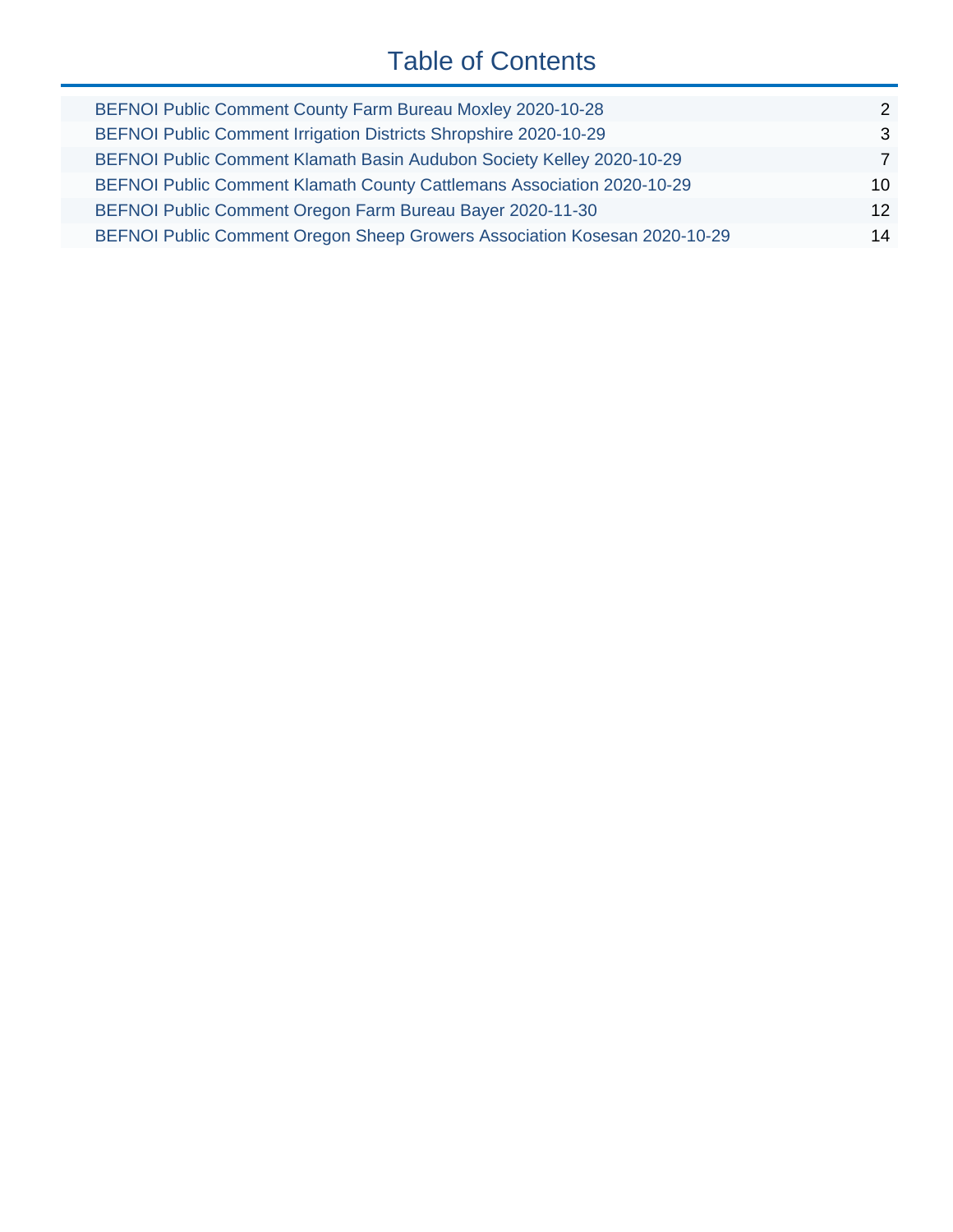# Table of Contents

| | |
|---|---|
| BEFNOI Public Comment County Farm Bureau Moxley 2020-10-28 | 2 |
| BEFNOI Public Comment Irrigation Districts Shropshire 2020-10-29 | 3 |
| BEFNOI Public Comment Klamath Basin Audubon Society Kelley 2020-10-29 | 7 |
| BEFNOI Public Comment Klamath County Cattlemans Association 2020-10-29 | 10 |
| BEFNOI Public Comment Oregon Farm Bureau Bayer 2020-11-30 | 12 |
| BEFNOI Public Comment Oregon Sheep Growers Association Kosesan 2020-10-29 | 14 |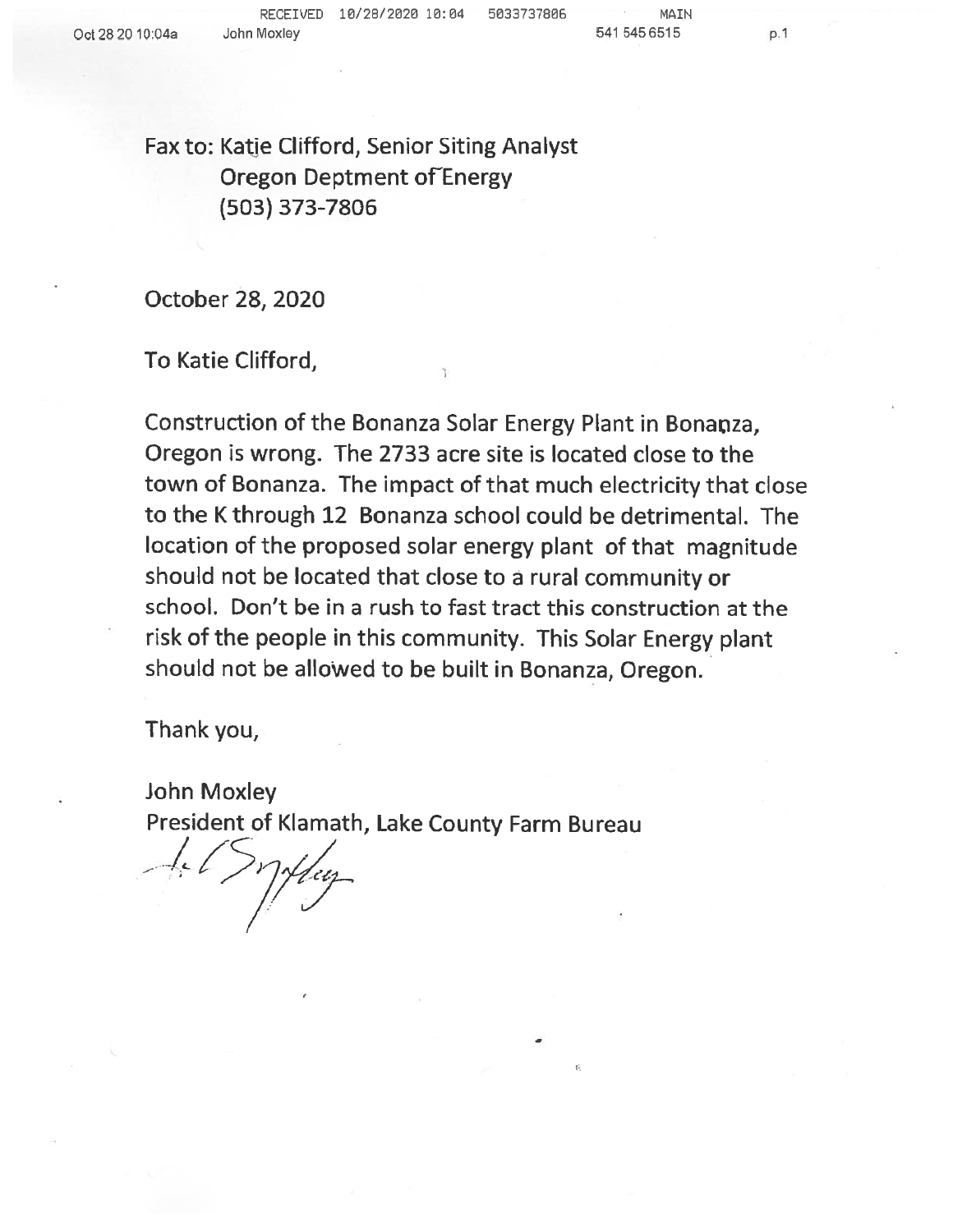Fax to: Katie Clifford, Senior Siting Analyst
Oregon Deptment of Energy
(503) 373-7806

October 28, 2020

To Katie Clifford,

Construction of the Bonanza Solar Energy Plant in Bonanza, Oregon is wrong. The 2733 acre site is located close to the town of Bonanza. The impact of that much electricity that close to the K through 12 Bonanza school could be detrimental. The location of the proposed solar energy plant of that magnitude should not be located that close to a rural community or school. Don't be in a rush to fast tract this construction at the risk of the people in this community. This Solar Energy plant should not be allowed to be built in Bonanza, Oregon.

Thank you,

John Moxley
President of Klamath, Lake County Farm Bureau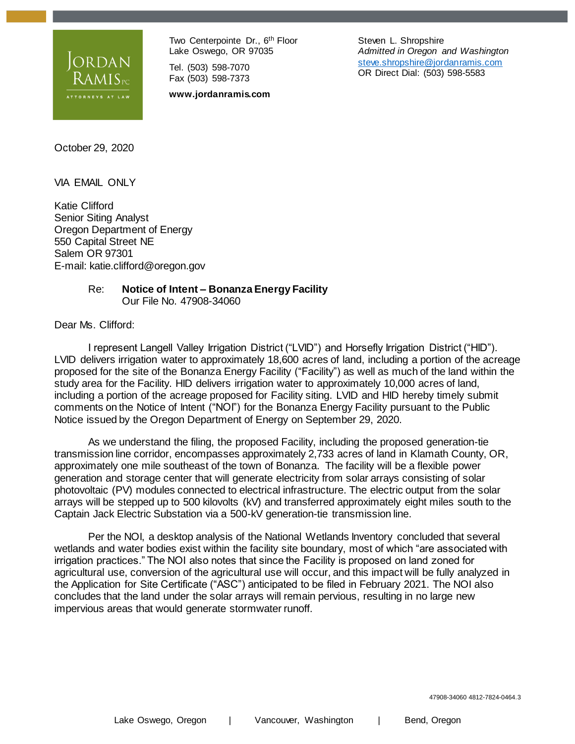JORDAN RAMIS PC
ATTORNEYS AT LAW

Two Centerpointe Dr., 6th Floor
Lake Oswego, OR 97035

Tel. (503) 598-7070
Fax (503) 598-7373

**www.jordanramis.com**

Steven L. Shropshire
*Admitted in Oregon and Washington*
steve.shropshire@jordanramis.com
OR Direct Dial: (503) 598-5583

October 29, 2020

VIA EMAIL ONLY

Katie Clifford
Senior Siting Analyst
Oregon Department of Energy
550 Capital Street NE
Salem OR 97301
E-mail: katie.clifford@oregon.gov

Re: **Notice of Intent – Bonanza Energy Facility**
Our File No. 47908-34060

Dear Ms. Clifford:

I represent Langell Valley Irrigation District ("LVID") and Horsefly Irrigation District ("HID"). LVID delivers irrigation water to approximately 18,600 acres of land, including a portion of the acreage proposed for the site of the Bonanza Energy Facility ("Facility") as well as much of the land within the study area for the Facility. HID delivers irrigation water to approximately 10,000 acres of land, including a portion of the acreage proposed for Facility siting. LVID and HID hereby timely submit comments on the Notice of Intent ("NOI") for the Bonanza Energy Facility pursuant to the Public Notice issued by the Oregon Department of Energy on September 29, 2020.

As we understand the filing, the proposed Facility, including the proposed generation-tie transmission line corridor, encompasses approximately 2,733 acres of land in Klamath County, OR, approximately one mile southeast of the town of Bonanza. The facility will be a flexible power generation and storage center that will generate electricity from solar arrays consisting of solar photovoltaic (PV) modules connected to electrical infrastructure. The electric output from the solar arrays will be stepped up to 500 kilovolts (kV) and transferred approximately eight miles south to the Captain Jack Electric Substation via a 500-kV generation-tie transmission line.

Per the NOI, a desktop analysis of the National Wetlands Inventory concluded that several wetlands and water bodies exist within the facility site boundary, most of which "are associated with irrigation practices." The NOI also notes that since the Facility is proposed on land zoned for agricultural use, conversion of the agricultural use will occur, and this impact will be fully analyzed in the Application for Site Certificate ("ASC") anticipated to be filed in February 2021. The NOI also concludes that the land under the solar arrays will remain pervious, resulting in no large new impervious areas that would generate stormwater runoff.

47908-34060 4812-7824-0464.3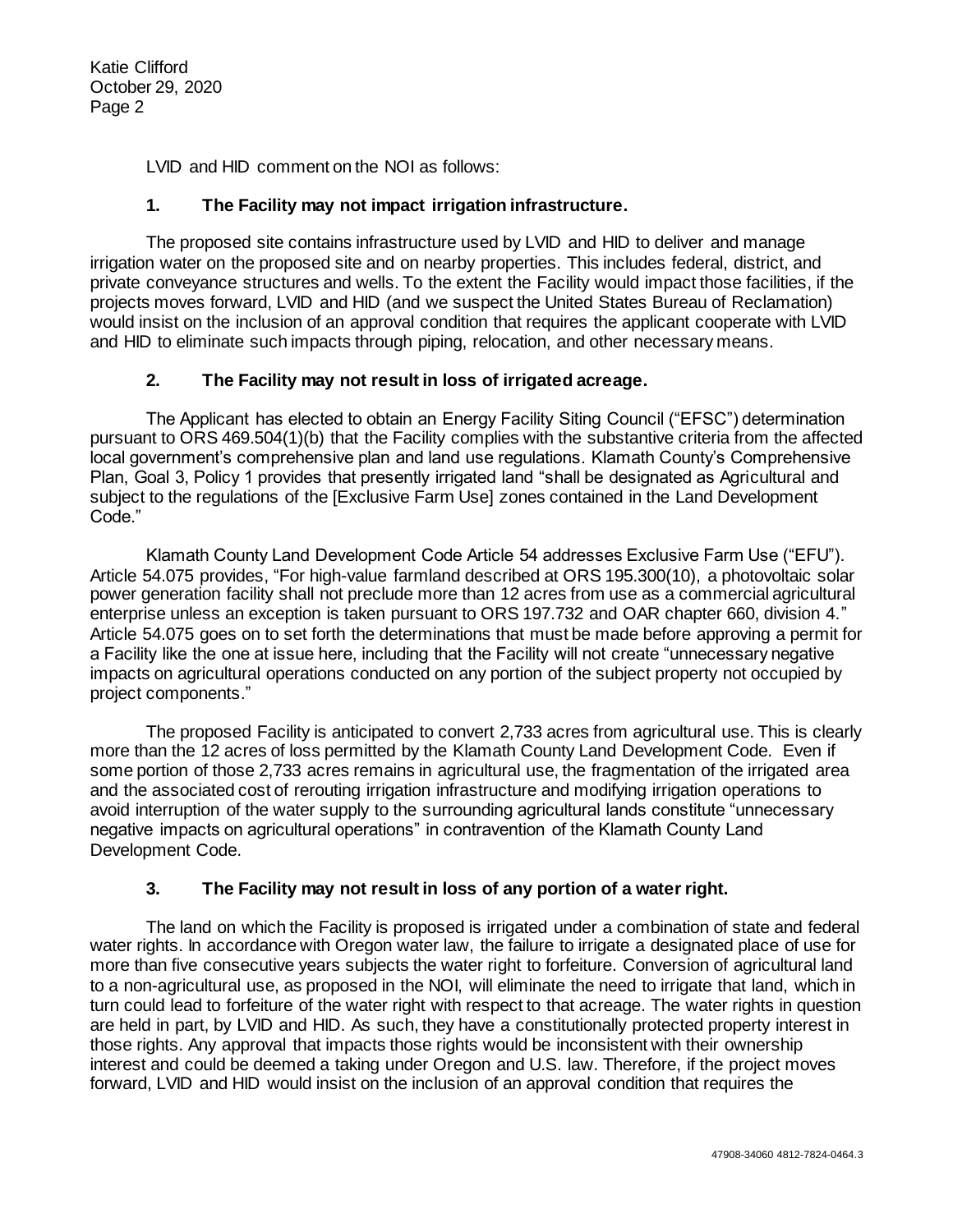LVID and HID comment on the NOI as follows:

### 1. The Facility may not impact irrigation infrastructure.

The proposed site contains infrastructure used by LVID and HID to deliver and manage irrigation water on the proposed site and on nearby properties. This includes federal, district, and private conveyance structures and wells. To the extent the Facility would impact those facilities, if the projects moves forward, LVID and HID (and we suspect the United States Bureau of Reclamation) would insist on the inclusion of an approval condition that requires the applicant cooperate with LVID and HID to eliminate such impacts through piping, relocation, and other necessary means.

### 2. The Facility may not result in loss of irrigated acreage.

The Applicant has elected to obtain an Energy Facility Siting Council ("EFSC") determination pursuant to ORS 469.504(1)(b) that the Facility complies with the substantive criteria from the affected local government's comprehensive plan and land use regulations. Klamath County's Comprehensive Plan, Goal 3, Policy 1 provides that presently irrigated land "shall be designated as Agricultural and subject to the regulations of the [Exclusive Farm Use] zones contained in the Land Development Code."

Klamath County Land Development Code Article 54 addresses Exclusive Farm Use ("EFU"). Article 54.075 provides, "For high-value farmland described at ORS 195.300(10), a photovoltaic solar power generation facility shall not preclude more than 12 acres from use as a commercial agricultural enterprise unless an exception is taken pursuant to ORS 197.732 and OAR chapter 660, division 4." Article 54.075 goes on to set forth the determinations that must be made before approving a permit for a Facility like the one at issue here, including that the Facility will not create "unnecessary negative impacts on agricultural operations conducted on any portion of the subject property not occupied by project components."

The proposed Facility is anticipated to convert 2,733 acres from agricultural use. This is clearly more than the 12 acres of loss permitted by the Klamath County Land Development Code. Even if some portion of those 2,733 acres remains in agricultural use, the fragmentation of the irrigated area and the associated cost of rerouting irrigation infrastructure and modifying irrigation operations to avoid interruption of the water supply to the surrounding agricultural lands constitute "unnecessary negative impacts on agricultural operations" in contravention of the Klamath County Land Development Code.

### 3. The Facility may not result in loss of any portion of a water right.

The land on which the Facility is proposed is irrigated under a combination of state and federal water rights. In accordance with Oregon water law, the failure to irrigate a designated place of use for more than five consecutive years subjects the water right to forfeiture. Conversion of agricultural land to a non-agricultural use, as proposed in the NOI, will eliminate the need to irrigate that land, which in turn could lead to forfeiture of the water right with respect to that acreage. The water rights in question are held in part, by LVID and HID. As such, they have a constitutionally protected property interest in those rights. Any approval that impacts those rights would be inconsistent with their ownership interest and could be deemed a taking under Oregon and U.S. law. Therefore, if the project moves forward, LVID and HID would insist on the inclusion of an approval condition that requires the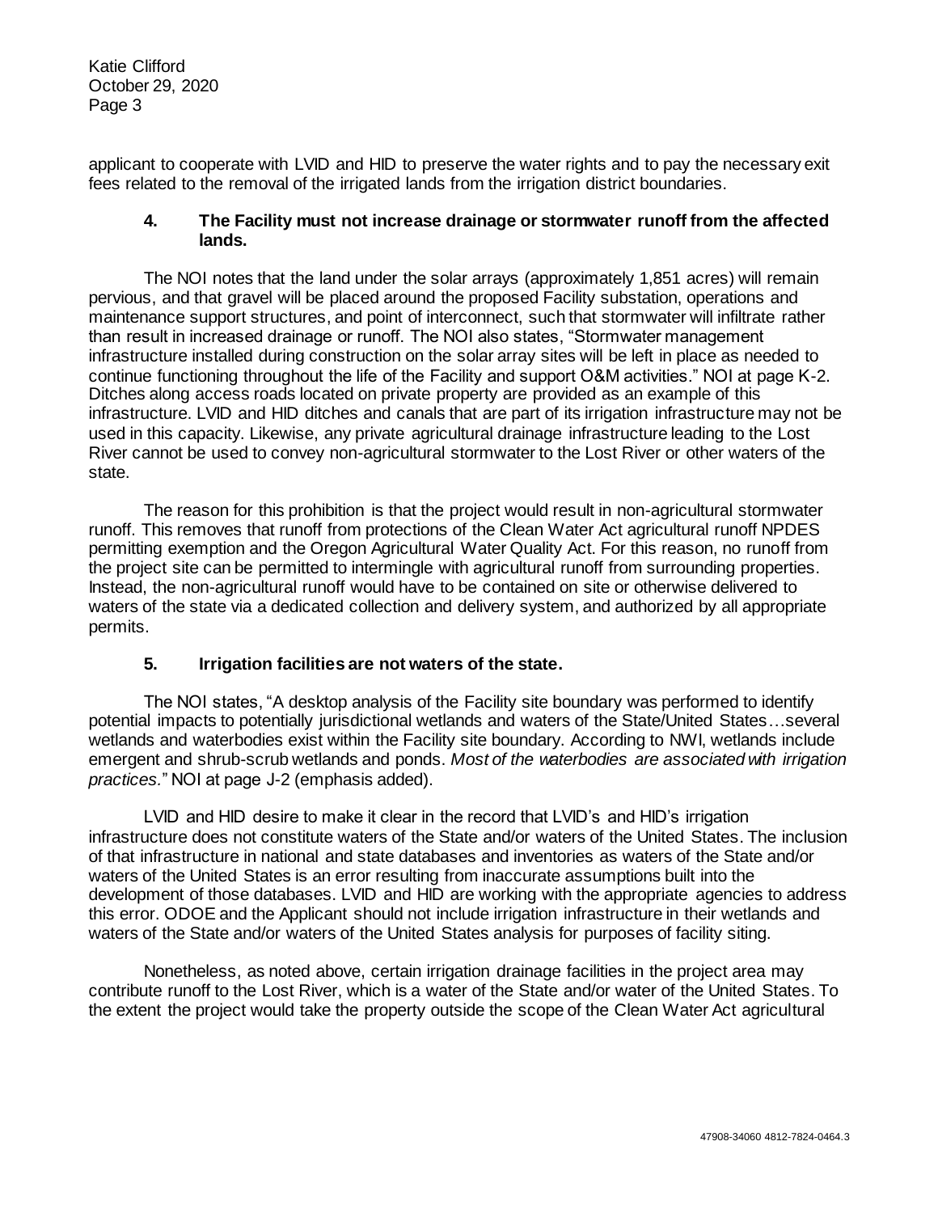applicant to cooperate with LVID and HID to preserve the water rights and to pay the necessary exit fees related to the removal of the irrigated lands from the irrigation district boundaries.

### 4. The Facility must not increase drainage or stormwater runoff from the affected lands.

The NOI notes that the land under the solar arrays (approximately 1,851 acres) will remain pervious, and that gravel will be placed around the proposed Facility substation, operations and maintenance support structures, and point of interconnect, such that stormwater will infiltrate rather than result in increased drainage or runoff. The NOI also states, "Stormwater management infrastructure installed during construction on the solar array sites will be left in place as needed to continue functioning throughout the life of the Facility and support O&M activities." NOI at page K-2. Ditches along access roads located on private property are provided as an example of this infrastructure. LVID and HID ditches and canals that are part of its irrigation infrastructure may not be used in this capacity. Likewise, any private agricultural drainage infrastructure leading to the Lost River cannot be used to convey non-agricultural stormwater to the Lost River or other waters of the state.

The reason for this prohibition is that the project would result in non-agricultural stormwater runoff. This removes that runoff from protections of the Clean Water Act agricultural runoff NPDES permitting exemption and the Oregon Agricultural Water Quality Act. For this reason, no runoff from the project site can be permitted to intermingle with agricultural runoff from surrounding properties. Instead, the non-agricultural runoff would have to be contained on site or otherwise delivered to waters of the state via a dedicated collection and delivery system, and authorized by all appropriate permits.

### 5. Irrigation facilities are not waters of the state.

The NOI states, "A desktop analysis of the Facility site boundary was performed to identify potential impacts to potentially jurisdictional wetlands and waters of the State/United States…several wetlands and waterbodies exist within the Facility site boundary. According to NWI, wetlands include emergent and shrub-scrub wetlands and ponds. *Most of the waterbodies are associated with irrigation practices.*" NOI at page J-2 (emphasis added).

LVID and HID desire to make it clear in the record that LVID's and HID's irrigation infrastructure does not constitute waters of the State and/or waters of the United States. The inclusion of that infrastructure in national and state databases and inventories as waters of the State and/or waters of the United States is an error resulting from inaccurate assumptions built into the development of those databases. LVID and HID are working with the appropriate agencies to address this error. ODOE and the Applicant should not include irrigation infrastructure in their wetlands and waters of the State and/or waters of the United States analysis for purposes of facility siting.

Nonetheless, as noted above, certain irrigation drainage facilities in the project area may contribute runoff to the Lost River, which is a water of the State and/or water of the United States. To the extent the project would take the property outside the scope of the Clean Water Act agricultural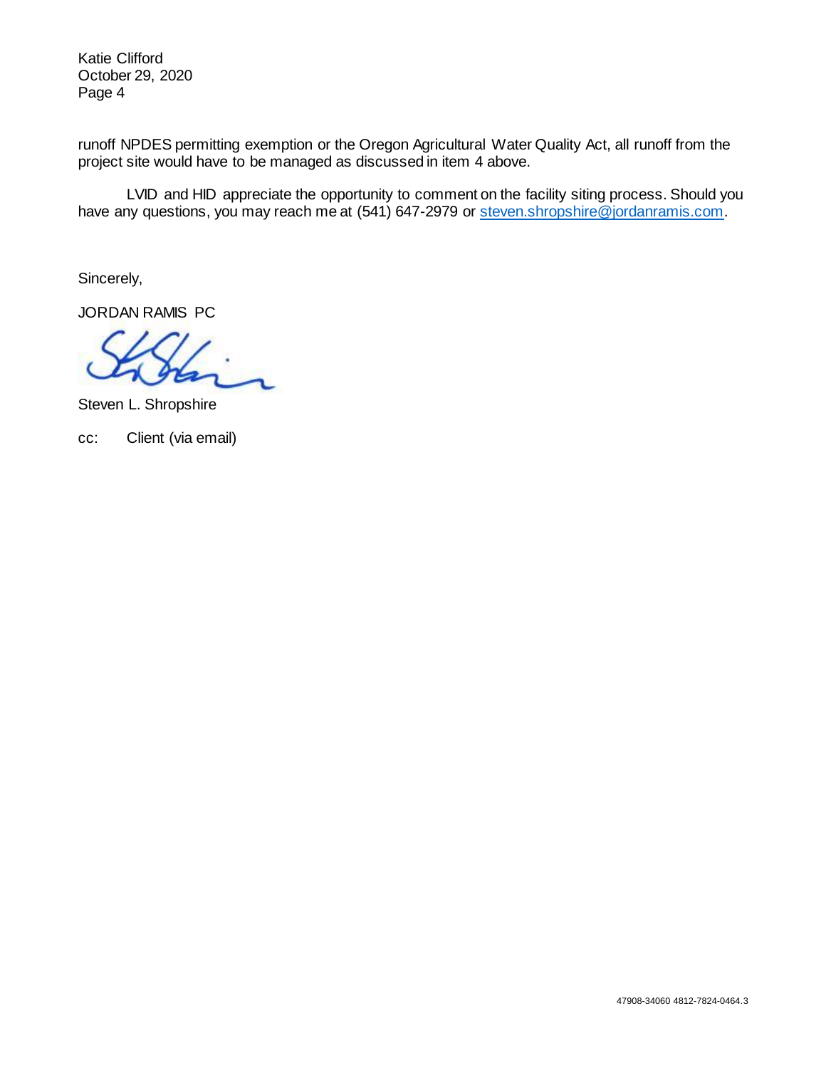runoff NPDES permitting exemption or the Oregon Agricultural Water Quality Act, all runoff from the project site would have to be managed as discussed in item 4 above.

LVID and HID appreciate the opportunity to comment on the facility siting process. Should you have any questions, you may reach me at (541) 647-2979 or steven.shropshire@jordanramis.com.

Sincerely,

JORDAN RAMIS PC

Steven L. Shropshire

cc: Client (via email)

47908-34060 4812-7824-0464.3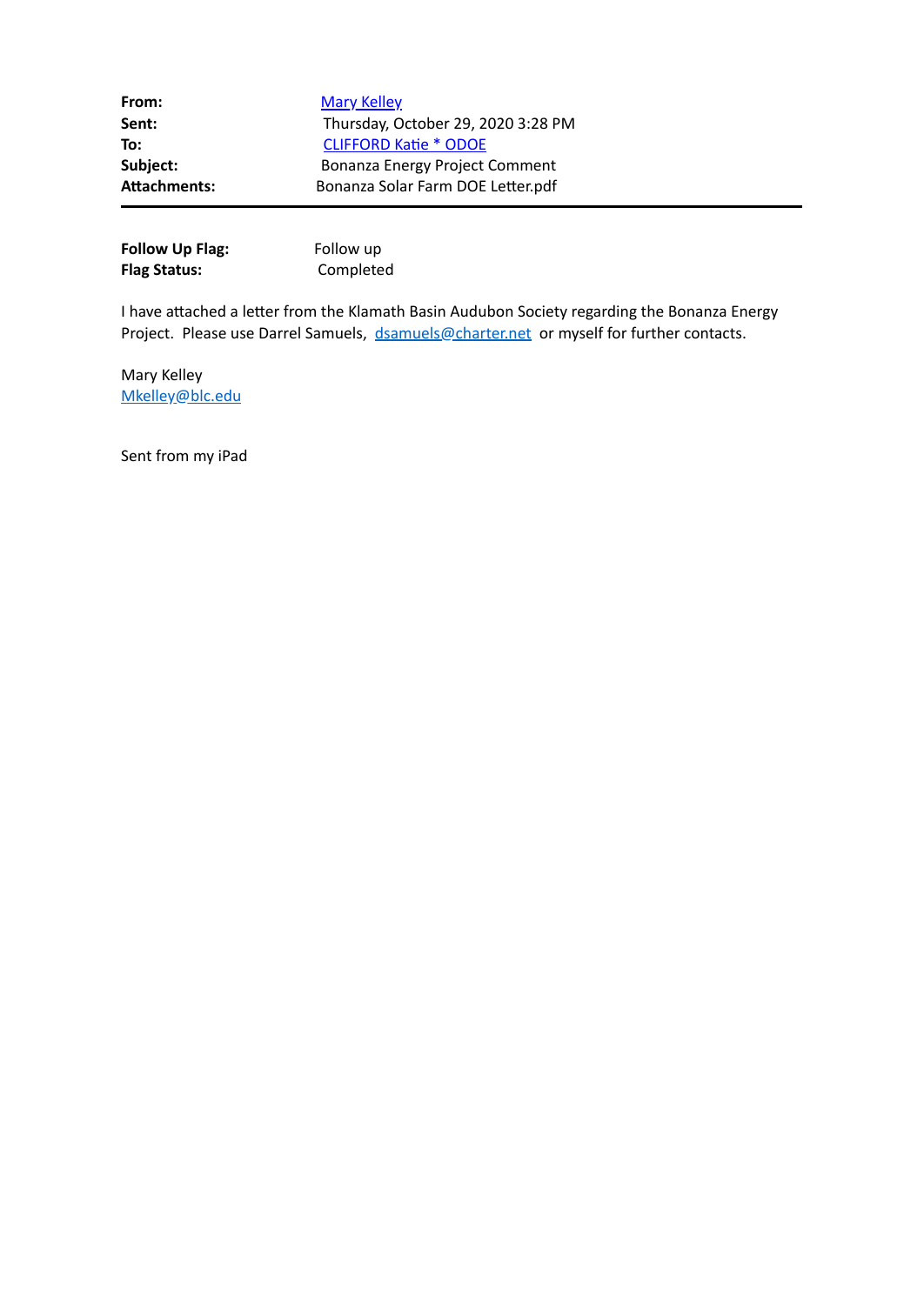| | |
|---|---|
| **From:** | Mary Kelley |
| **Sent:** | Thursday, October 29, 2020 3:28 PM |
| **To:** | CLIFFORD Katie * ODOE |
| **Subject:** | Bonanza Energy Project Comment |
| **Attachments:** | Bonanza Solar Farm DOE Letter.pdf |

| | |
|---|---|
| **Follow Up Flag:** | Follow up |
| **Flag Status:** | Completed |

I have attached a letter from the Klamath Basin Audubon Society regarding the Bonanza Energy Project. Please use Darrel Samuels, dsamuels@charter.net or myself for further contacts.

Mary Kelley
Mkelley@blc.edu

Sent from my iPad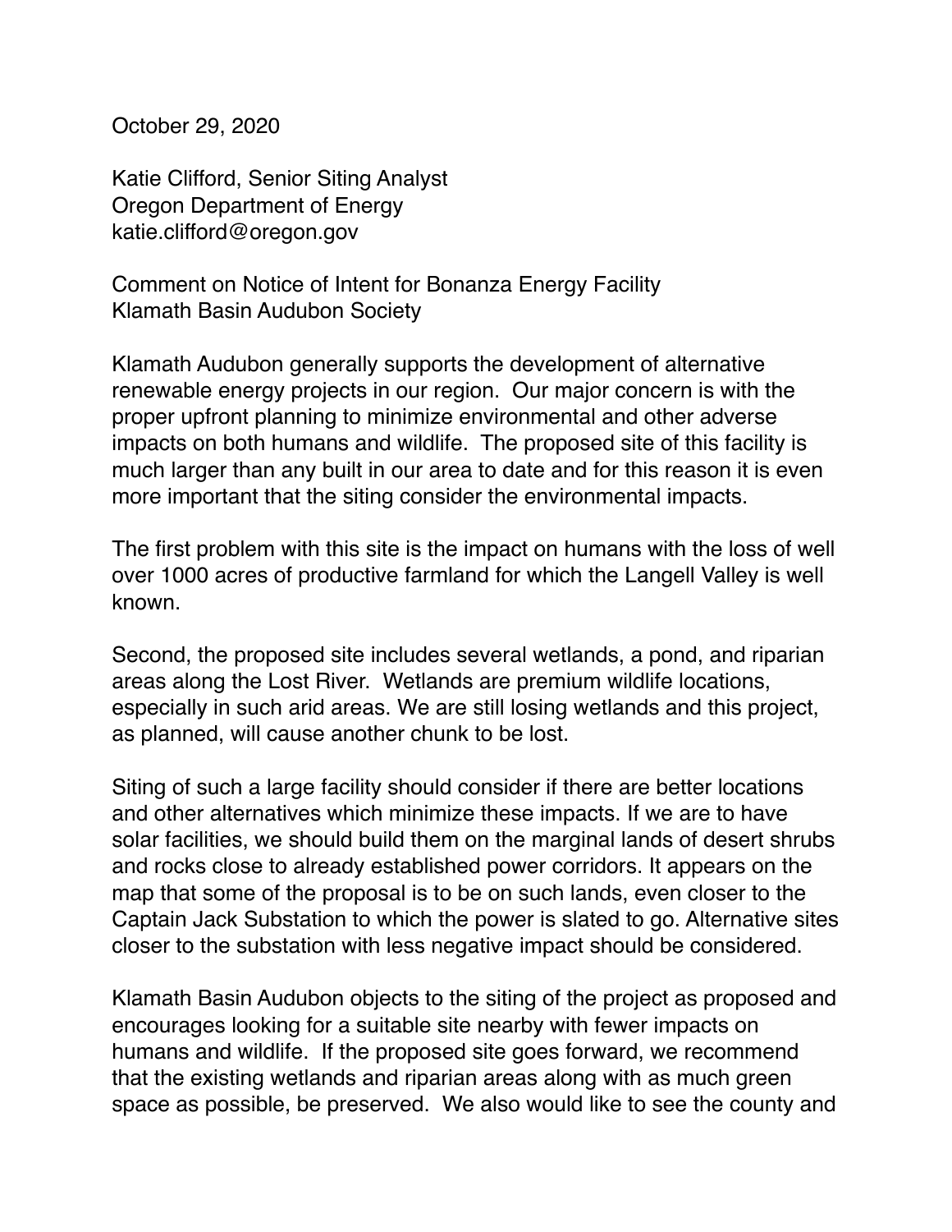October 29, 2020

Katie Clifford, Senior Siting Analyst
Oregon Department of Energy
katie.clifford@oregon.gov

Comment on Notice of Intent for Bonanza Energy Facility
Klamath Basin Audubon Society

Klamath Audubon generally supports the development of alternative renewable energy projects in our region. Our major concern is with the proper upfront planning to minimize environmental and other adverse impacts on both humans and wildlife. The proposed site of this facility is much larger than any built in our area to date and for this reason it is even more important that the siting consider the environmental impacts.

The first problem with this site is the impact on humans with the loss of well over 1000 acres of productive farmland for which the Langell Valley is well known.

Second, the proposed site includes several wetlands, a pond, and riparian areas along the Lost River. Wetlands are premium wildlife locations, especially in such arid areas. We are still losing wetlands and this project, as planned, will cause another chunk to be lost.

Siting of such a large facility should consider if there are better locations and other alternatives which minimize these impacts. If we are to have solar facilities, we should build them on the marginal lands of desert shrubs and rocks close to already established power corridors. It appears on the map that some of the proposal is to be on such lands, even closer to the Captain Jack Substation to which the power is slated to go. Alternative sites closer to the substation with less negative impact should be considered.

Klamath Basin Audubon objects to the siting of the project as proposed and encourages looking for a suitable site nearby with fewer impacts on humans and wildlife. If the proposed site goes forward, we recommend that the existing wetlands and riparian areas along with as much green space as possible, be preserved. We also would like to see the county and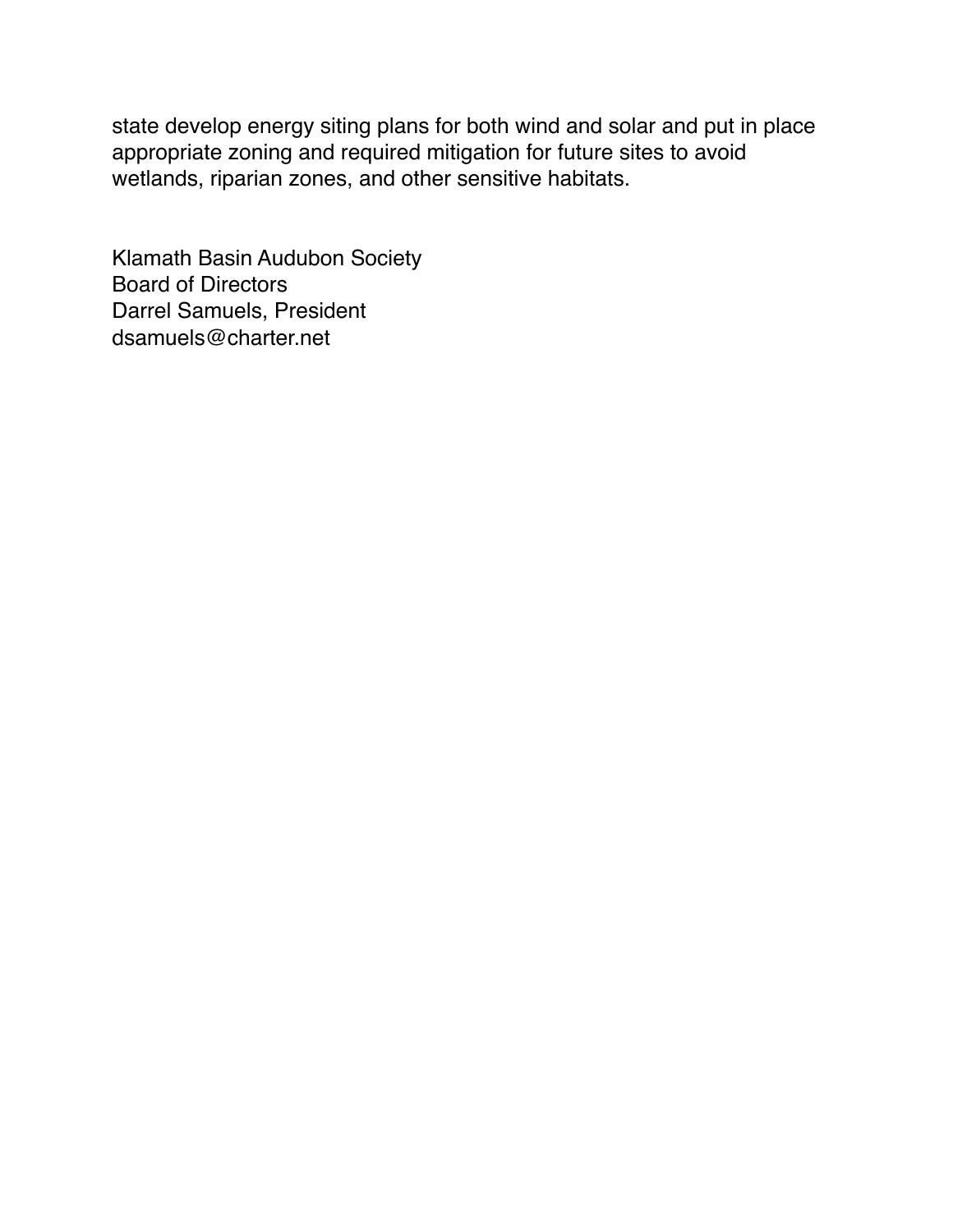state develop energy siting plans for both wind and solar and put in place appropriate zoning and required mitigation for future sites to avoid wetlands, riparian zones, and other sensitive habitats.

Klamath Basin Audubon Society
Board of Directors
Darrel Samuels, President
dsamuels@charter.net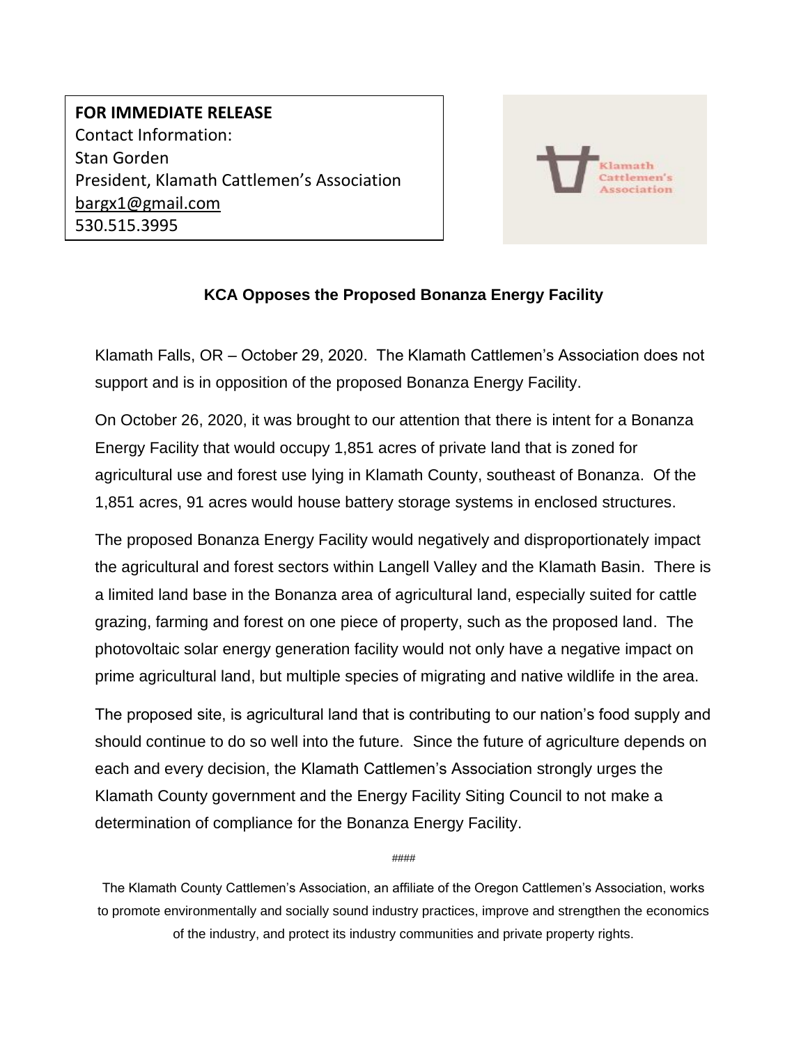**FOR IMMEDIATE RELEASE**
Contact Information:
Stan Gorden
President, Klamath Cattlemen's Association
bargx1@gmail.com
530.515.3995

Klamath Cattlemen's Association

## KCA Opposes the Proposed Bonanza Energy Facility

Klamath Falls, OR – October 29, 2020. The Klamath Cattlemen's Association does not support and is in opposition of the proposed Bonanza Energy Facility.

On October 26, 2020, it was brought to our attention that there is intent for a Bonanza Energy Facility that would occupy 1,851 acres of private land that is zoned for agricultural use and forest use lying in Klamath County, southeast of Bonanza. Of the 1,851 acres, 91 acres would house battery storage systems in enclosed structures.

The proposed Bonanza Energy Facility would negatively and disproportionately impact the agricultural and forest sectors within Langell Valley and the Klamath Basin. There is a limited land base in the Bonanza area of agricultural land, especially suited for cattle grazing, farming and forest on one piece of property, such as the proposed land. The photovoltaic solar energy generation facility would not only have a negative impact on prime agricultural land, but multiple species of migrating and native wildlife in the area.

The proposed site, is agricultural land that is contributing to our nation's food supply and should continue to do so well into the future. Since the future of agriculture depends on each and every decision, the Klamath Cattlemen's Association strongly urges the Klamath County government and the Energy Facility Siting Council to not make a determination of compliance for the Bonanza Energy Facility.

####

The Klamath County Cattlemen's Association, an affiliate of the Oregon Cattlemen's Association, works to promote environmentally and socially sound industry practices, improve and strengthen the economics of the industry, and protect its industry communities and private property rights.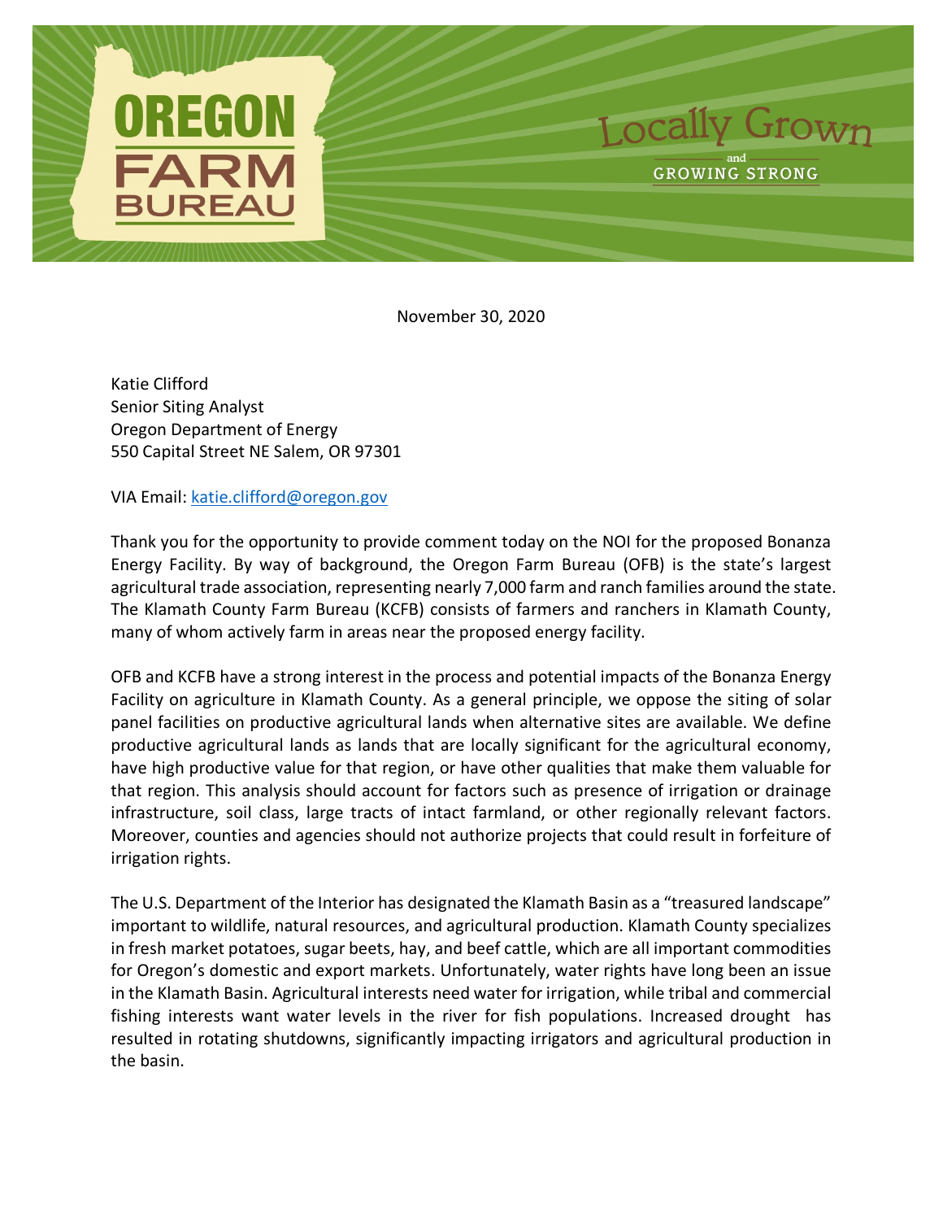OREGON FARM BUREAU

Locally Grown and GROWING STRONG

November 30, 2020

Katie Clifford
Senior Siting Analyst
Oregon Department of Energy
550 Capital Street NE Salem, OR 97301

VIA Email: katie.clifford@oregon.gov

Thank you for the opportunity to provide comment today on the NOI for the proposed Bonanza Energy Facility. By way of background, the Oregon Farm Bureau (OFB) is the state's largest agricultural trade association, representing nearly 7,000 farm and ranch families around the state. The Klamath County Farm Bureau (KCFB) consists of farmers and ranchers in Klamath County, many of whom actively farm in areas near the proposed energy facility.

OFB and KCFB have a strong interest in the process and potential impacts of the Bonanza Energy Facility on agriculture in Klamath County. As a general principle, we oppose the siting of solar panel facilities on productive agricultural lands when alternative sites are available. We define productive agricultural lands as lands that are locally significant for the agricultural economy, have high productive value for that region, or have other qualities that make them valuable for that region. This analysis should account for factors such as presence of irrigation or drainage infrastructure, soil class, large tracts of intact farmland, or other regionally relevant factors. Moreover, counties and agencies should not authorize projects that could result in forfeiture of irrigation rights.

The U.S. Department of the Interior has designated the Klamath Basin as a "treasured landscape" important to wildlife, natural resources, and agricultural production. Klamath County specializes in fresh market potatoes, sugar beets, hay, and beef cattle, which are all important commodities for Oregon's domestic and export markets. Unfortunately, water rights have long been an issue in the Klamath Basin. Agricultural interests need water for irrigation, while tribal and commercial fishing interests want water levels in the river for fish populations. Increased drought has resulted in rotating shutdowns, significantly impacting irrigators and agricultural production in the basin.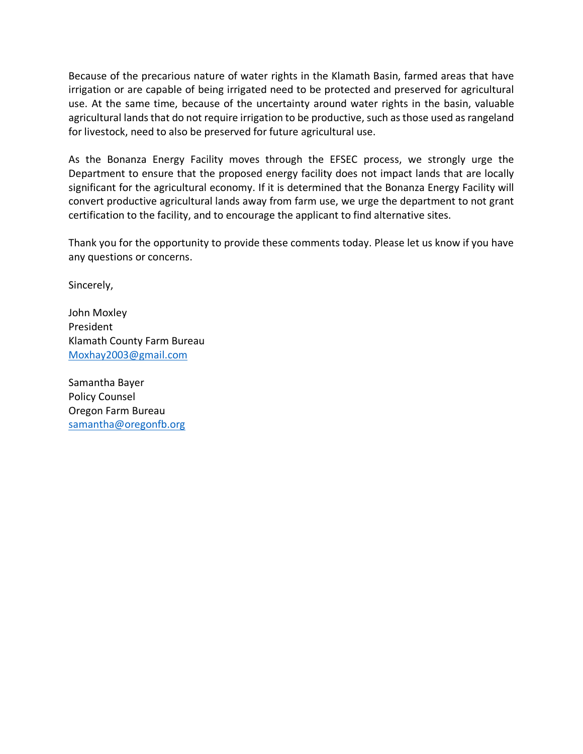Because of the precarious nature of water rights in the Klamath Basin, farmed areas that have irrigation or are capable of being irrigated need to be protected and preserved for agricultural use. At the same time, because of the uncertainty around water rights in the basin, valuable agricultural lands that do not require irrigation to be productive, such as those used as rangeland for livestock, need to also be preserved for future agricultural use.

As the Bonanza Energy Facility moves through the EFSEC process, we strongly urge the Department to ensure that the proposed energy facility does not impact lands that are locally significant for the agricultural economy. If it is determined that the Bonanza Energy Facility will convert productive agricultural lands away from farm use, we urge the department to not grant certification to the facility, and to encourage the applicant to find alternative sites.

Thank you for the opportunity to provide these comments today. Please let us know if you have any questions or concerns.

Sincerely,

John Moxley
President
Klamath County Farm Bureau
Moxhay2003@gmail.com

Samantha Bayer
Policy Counsel
Oregon Farm Bureau
samantha@oregonfb.org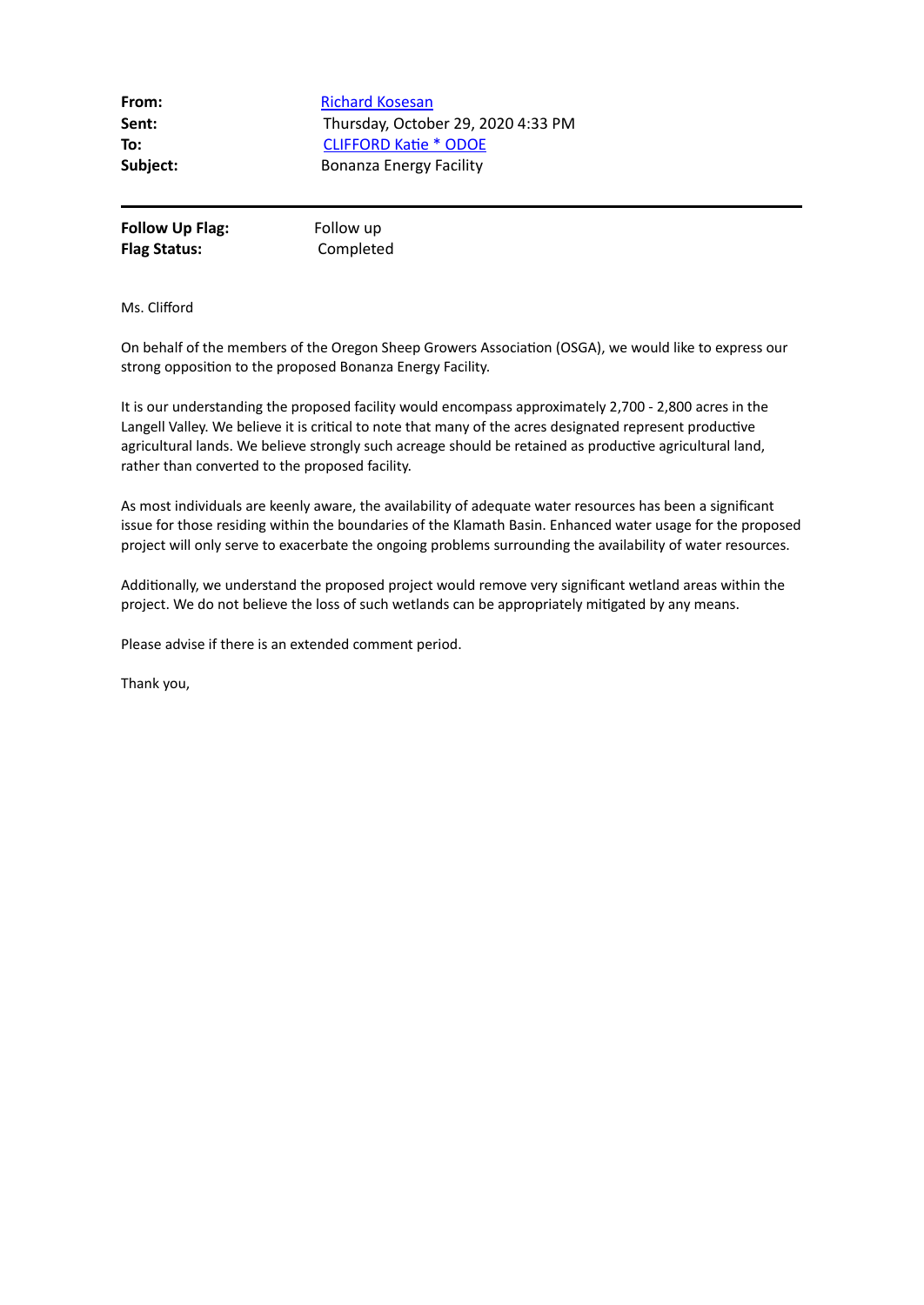**From:** Richard Kosesan
**Sent:** Thursday, October 29, 2020 4:33 PM
**To:** CLIFFORD Katie * ODOE
**Subject:** Bonanza Energy Facility

---

**Follow Up Flag:** Follow up
**Flag Status:** Completed

Ms. Clifford

On behalf of the members of the Oregon Sheep Growers Association (OSGA), we would like to express our strong opposition to the proposed Bonanza Energy Facility.

It is our understanding the proposed facility would encompass approximately 2,700 - 2,800 acres in the Langell Valley. We believe it is critical to note that many of the acres designated represent productive agricultural lands. We believe strongly such acreage should be retained as productive agricultural land, rather than converted to the proposed facility.

As most individuals are keenly aware, the availability of adequate water resources has been a significant issue for those residing within the boundaries of the Klamath Basin. Enhanced water usage for the proposed project will only serve to exacerbate the ongoing problems surrounding the availability of water resources.

Additionally, we understand the proposed project would remove very significant wetland areas within the project. We do not believe the loss of such wetlands can be appropriately mitigated by any means.

Please advise if there is an extended comment period.

Thank you,